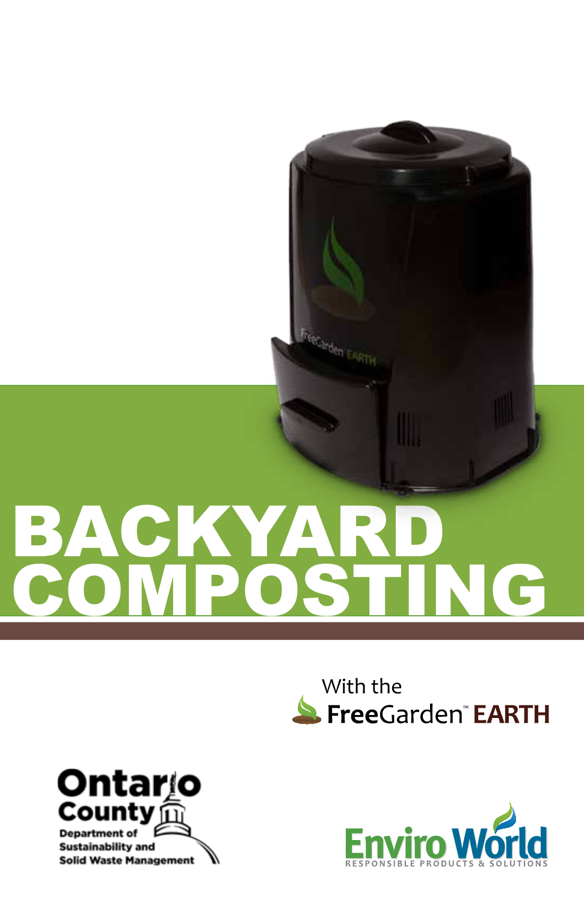# BACKYARD COMPOSTING

With the FreeGarden™ EARTH

Ontario County
Department of Sustainability and Solid Waste Management

Enviro World
RESPONSIBLE PRODUCTS & SOLUTIONS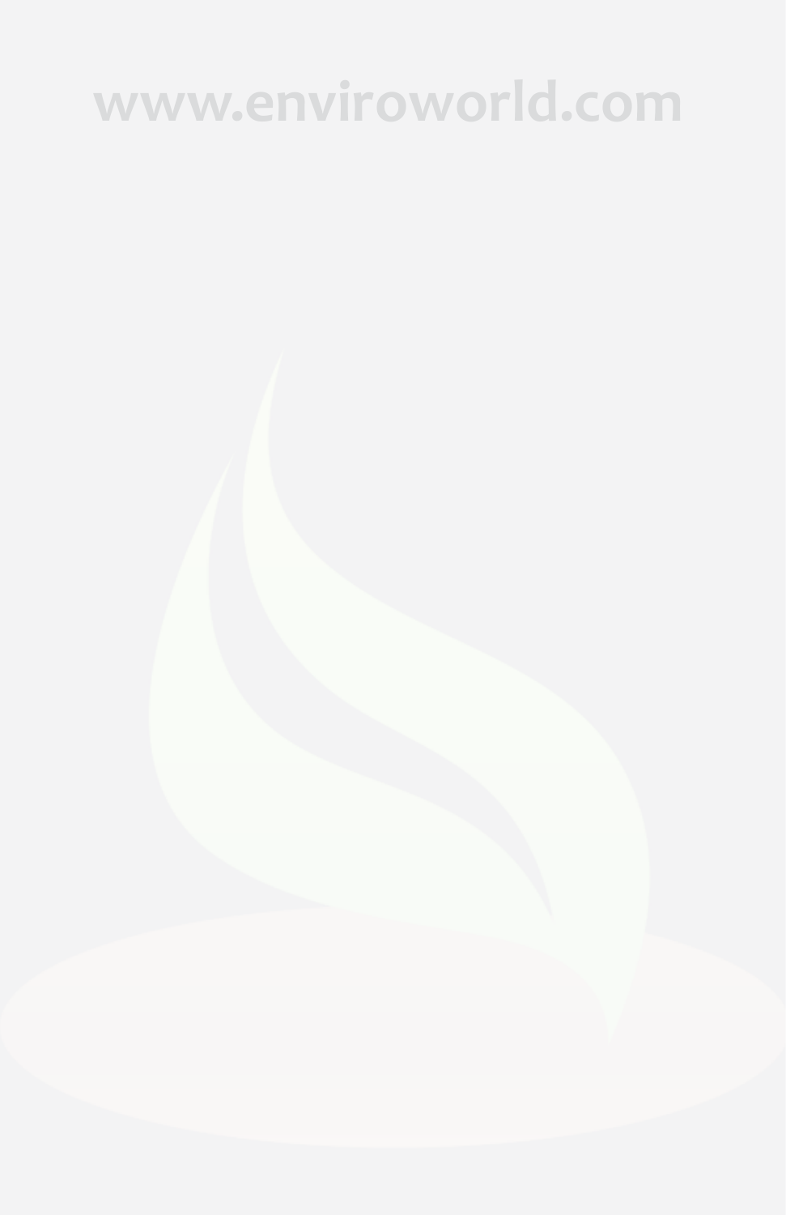www.enviroworld.com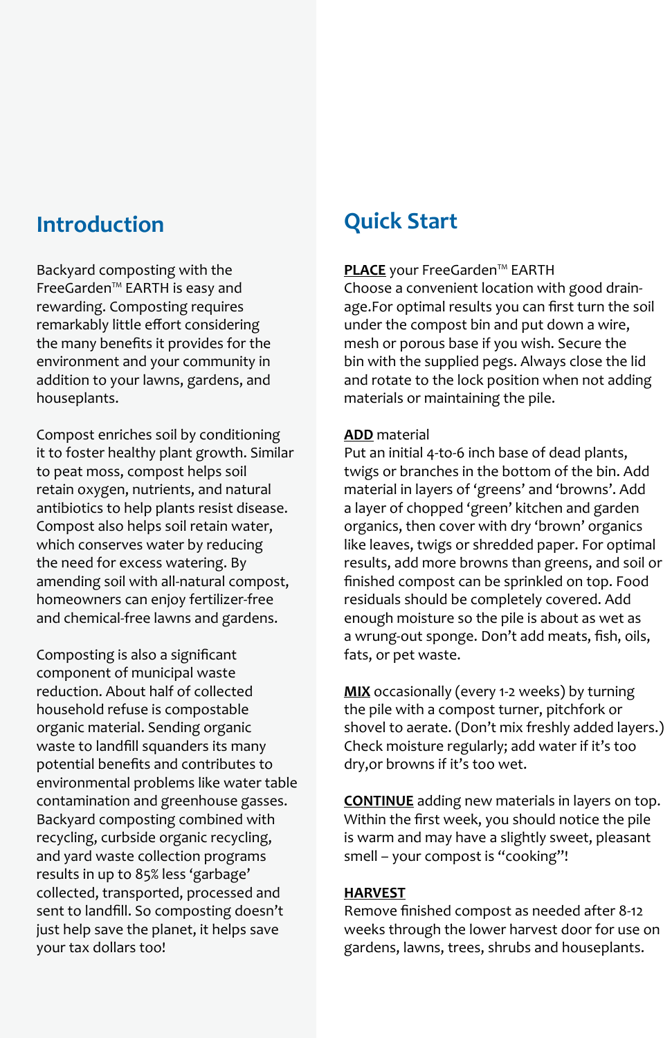## Introduction

Backyard composting with the FreeGarden™ EARTH is easy and rewarding. Composting requires remarkably little effort considering the many benefits it provides for the environment and your community in addition to your lawns, gardens, and houseplants.

Compost enriches soil by conditioning it to foster healthy plant growth. Similar to peat moss, compost helps soil retain oxygen, nutrients, and natural antibiotics to help plants resist disease. Compost also helps soil retain water, which conserves water by reducing the need for excess watering. By amending soil with all-natural compost, homeowners can enjoy fertilizer-free and chemical-free lawns and gardens.

Composting is also a significant component of municipal waste reduction. About half of collected household refuse is compostable organic material. Sending organic waste to landfill squanders its many potential benefits and contributes to environmental problems like water table contamination and greenhouse gasses. Backyard composting combined with recycling, curbside organic recycling, and yard waste collection programs results in up to 85% less 'garbage' collected, transported, processed and sent to landfill. So composting doesn't just help save the planet, it helps save your tax dollars too!

## Quick Start

**PLACE** your FreeGarden™ EARTH
Choose a convenient location with good drainage.For optimal results you can first turn the soil under the compost bin and put down a wire, mesh or porous base if you wish. Secure the bin with the supplied pegs. Always close the lid and rotate to the lock position when not adding materials or maintaining the pile.

**ADD** material
Put an initial 4-to-6 inch base of dead plants, twigs or branches in the bottom of the bin. Add material in layers of 'greens' and 'browns'. Add a layer of chopped 'green' kitchen and garden organics, then cover with dry 'brown' organics like leaves, twigs or shredded paper. For optimal results, add more browns than greens, and soil or finished compost can be sprinkled on top. Food residuals should be completely covered. Add enough moisture so the pile is about as wet as a wrung-out sponge. Don't add meats, fish, oils, fats, or pet waste.

**MIX** occasionally (every 1-2 weeks) by turning the pile with a compost turner, pitchfork or shovel to aerate. (Don't mix freshly added layers.) Check moisture regularly; add water if it's too dry,or browns if it's too wet.

**CONTINUE** adding new materials in layers on top. Within the first week, you should notice the pile is warm and may have a slightly sweet, pleasant smell – your compost is "cooking"!

**HARVEST**
Remove finished compost as needed after 8-12 weeks through the lower harvest door for use on gardens, lawns, trees, shrubs and houseplants.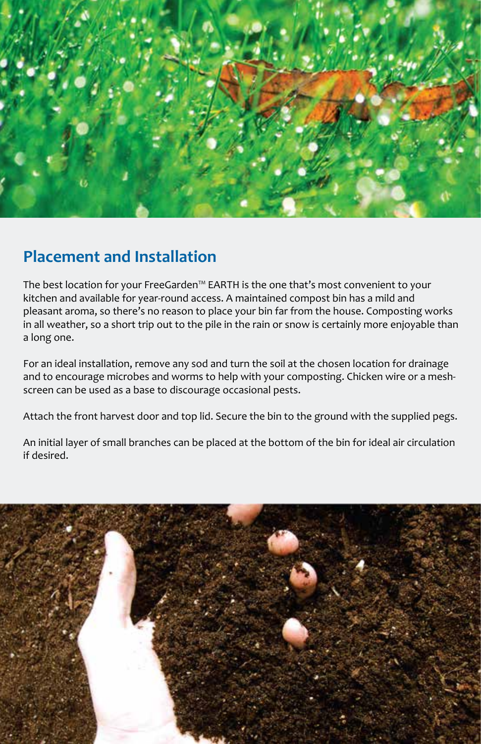## Placement and Installation

The best location for your FreeGarden™ EARTH is the one that's most convenient to your kitchen and available for year-round access. A maintained compost bin has a mild and pleasant aroma, so there's no reason to place your bin far from the house. Composting works in all weather, so a short trip out to the pile in the rain or snow is certainly more enjoyable than a long one.

For an ideal installation, remove any sod and turn the soil at the chosen location for drainage and to encourage microbes and worms to help with your composting. Chicken wire or a mesh-screen can be used as a base to discourage occasional pests.

Attach the front harvest door and top lid. Secure the bin to the ground with the supplied pegs.

An initial layer of small branches can be placed at the bottom of the bin for ideal air circulation if desired.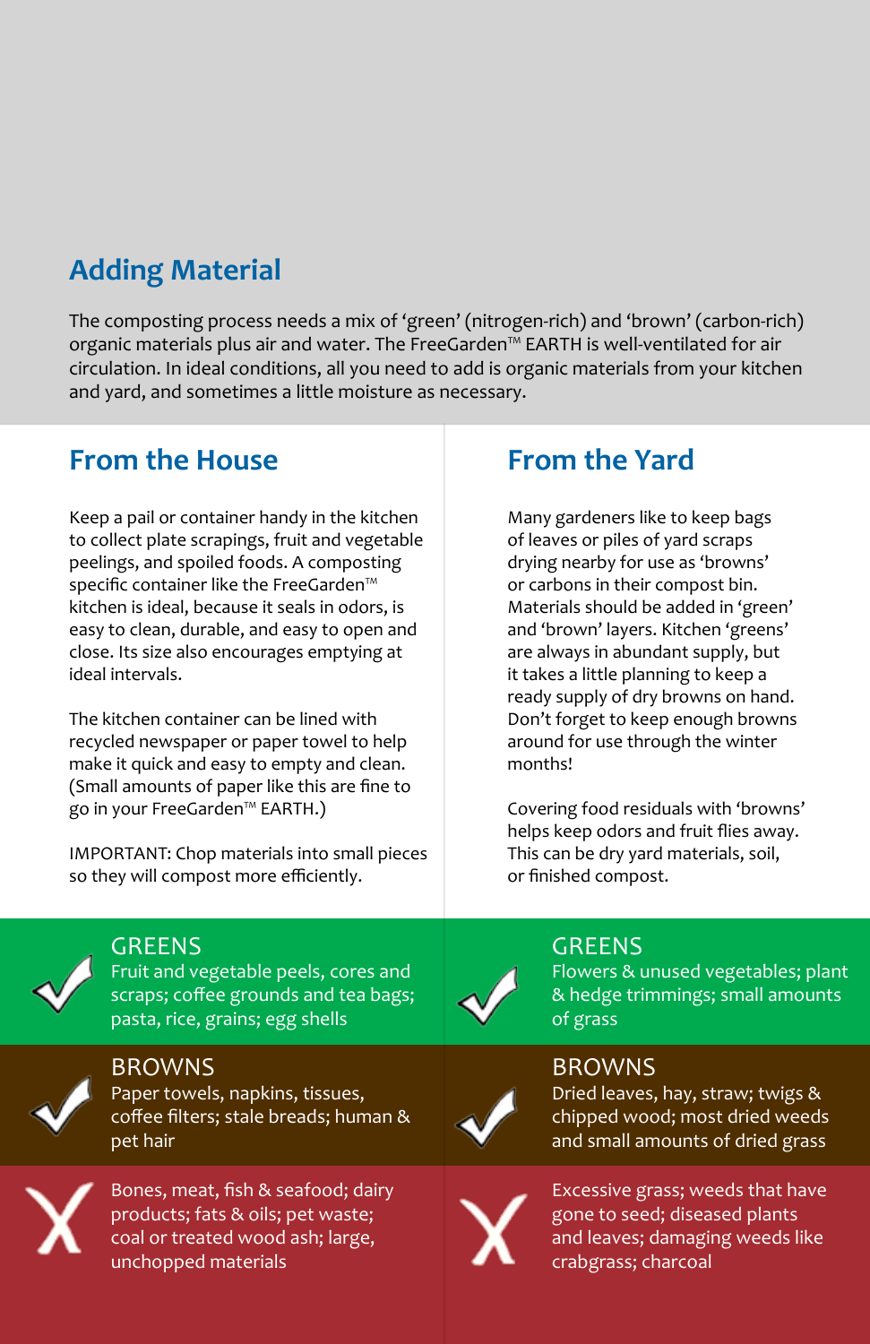## Adding Material

The composting process needs a mix of 'green' (nitrogen-rich) and 'brown' (carbon-rich) organic materials plus air and water. The FreeGarden™ EARTH is well-ventilated for air circulation. In ideal conditions, all you need to add is organic materials from your kitchen and yard, and sometimes a little moisture as necessary.

### From the House

Keep a pail or container handy in the kitchen to collect plate scrapings, fruit and vegetable peelings, and spoiled foods. A composting specific container like the FreeGarden™ kitchen is ideal, because it seals in odors, is easy to clean, durable, and easy to open and close. Its size also encourages emptying at ideal intervals.

The kitchen container can be lined with recycled newspaper or paper towel to help make it quick and easy to empty and clean. (Small amounts of paper like this are fine to go in your FreeGarden™ EARTH.)

IMPORTANT: Chop materials into small pieces so they will compost more efficiently.

**✓ GREENS**
Fruit and vegetable peels, cores and scraps; coffee grounds and tea bags; pasta, rice, grains; egg shells

**✓ BROWNS**
Paper towels, napkins, tissues, coffee filters; stale breads; human & pet hair

**✗** Bones, meat, fish & seafood; dairy products; fats & oils; pet waste; coal or treated wood ash; large, unchopped materials

### From the Yard

Many gardeners like to keep bags of leaves or piles of yard scraps drying nearby for use as 'browns' or carbons in their compost bin. Materials should be added in 'green' and 'brown' layers. Kitchen 'greens' are always in abundant supply, but it takes a little planning to keep a ready supply of dry browns on hand. Don't forget to keep enough browns around for use through the winter months!

Covering food residuals with 'browns' helps keep odors and fruit flies away. This can be dry yard materials, soil, or finished compost.

**✓ GREENS**
Flowers & unused vegetables; plant & hedge trimmings; small amounts of grass

**✓ BROWNS**
Dried leaves, hay, straw; twigs & chipped wood; most dried weeds and small amounts of dried grass

**✗** Excessive grass; weeds that have gone to seed; diseased plants and leaves; damaging weeds like crabgrass; charcoal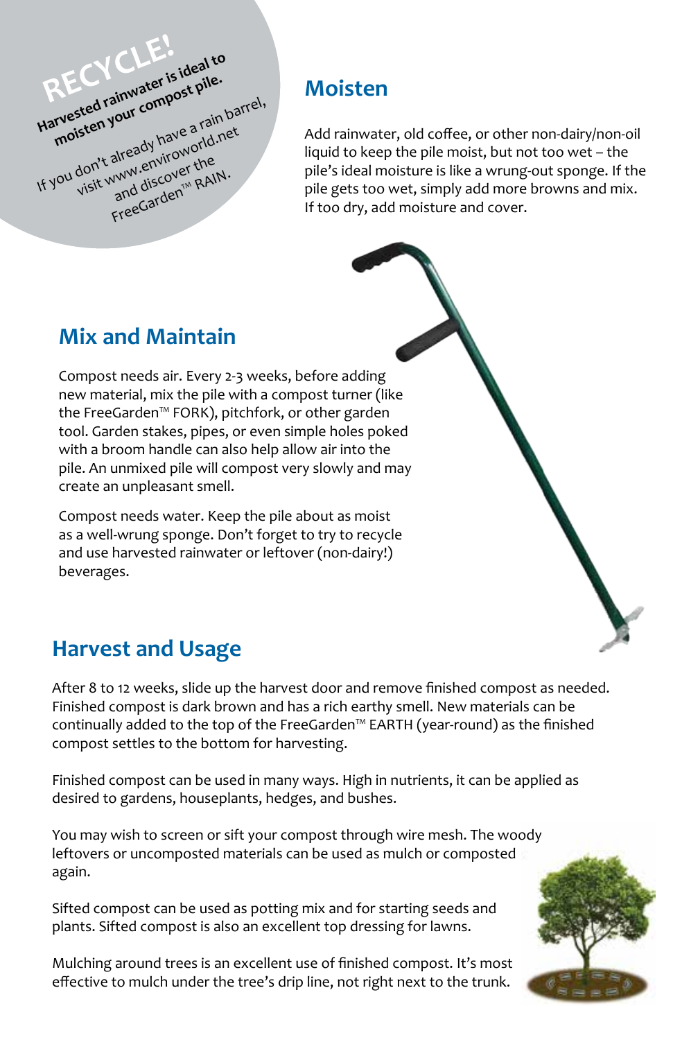**RECYCLE!**

**Harvested rainwater is ideal to moisten your compost pile.**

If you don't already have a rain barrel, visit www.enviroworld.net and discover the FreeGarden™ RAIN.

## Moisten

Add rainwater, old coffee, or other non-dairy/non-oil liquid to keep the pile moist, but not too wet – the pile's ideal moisture is like a wrung-out sponge. If the pile gets too wet, simply add more browns and mix. If too dry, add moisture and cover.

## Mix and Maintain

Compost needs air. Every 2-3 weeks, before adding new material, mix the pile with a compost turner (like the FreeGarden™ FORK), pitchfork, or other garden tool. Garden stakes, pipes, or even simple holes poked with a broom handle can also help allow air into the pile. An unmixed pile will compost very slowly and may create an unpleasant smell.

Compost needs water. Keep the pile about as moist as a well-wrung sponge. Don't forget to try to recycle and use harvested rainwater or leftover (non-dairy!) beverages.

## Harvest and Usage

After 8 to 12 weeks, slide up the harvest door and remove finished compost as needed. Finished compost is dark brown and has a rich earthy smell. New materials can be continually added to the top of the FreeGarden™ EARTH (year-round) as the finished compost settles to the bottom for harvesting.

Finished compost can be used in many ways. High in nutrients, it can be applied as desired to gardens, houseplants, hedges, and bushes.

You may wish to screen or sift your compost through wire mesh. The woody leftovers or uncomposted materials can be used as mulch or composted again.

Sifted compost can be used as potting mix and for starting seeds and plants. Sifted compost is also an excellent top dressing for lawns.

Mulching around trees is an excellent use of finished compost. It's most effective to mulch under the tree's drip line, not right next to the trunk.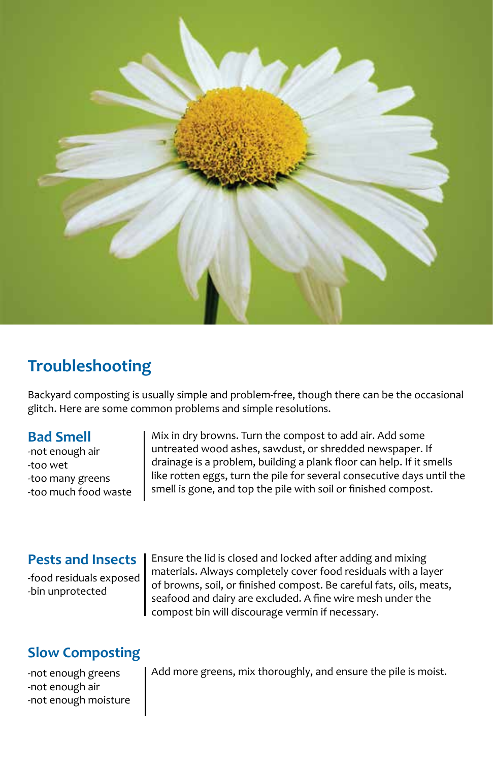## Troubleshooting

Backyard composting is usually simple and problem-free, though there can be the occasional glitch. Here are some common problems and simple resolutions.

### Bad Smell

-not enough air
-too wet
-too many greens
-too much food waste

Mix in dry browns. Turn the compost to add air. Add some untreated wood ashes, sawdust, or shredded newspaper. If drainage is a problem, building a plank floor can help. If it smells like rotten eggs, turn the pile for several consecutive days until the smell is gone, and top the pile with soil or finished compost.

### Pests and Insects

-food residuals exposed
-bin unprotected

Ensure the lid is closed and locked after adding and mixing materials. Always completely cover food residuals with a layer of browns, soil, or finished compost. Be careful fats, oils, meats, seafood and dairy are excluded. A fine wire mesh under the compost bin will discourage vermin if necessary.

### Slow Composting

-not enough greens
-not enough air
-not enough moisture

Add more greens, mix thoroughly, and ensure the pile is moist.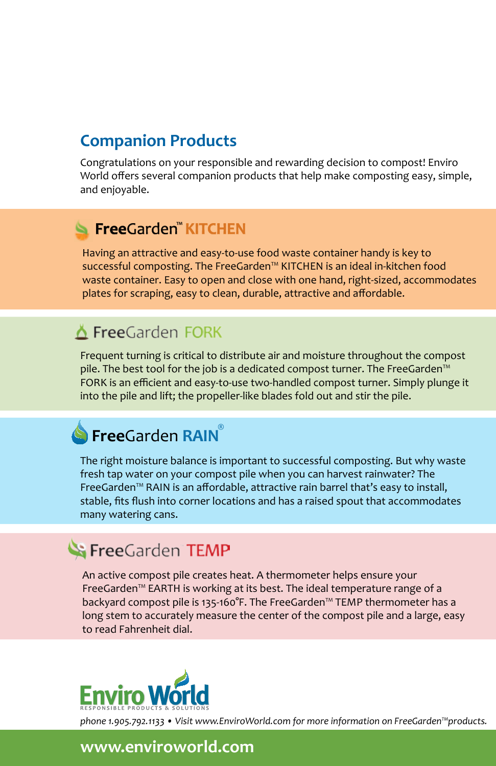## Companion Products

Congratulations on your responsible and rewarding decision to compost! Enviro World offers several companion products that help make composting easy, simple, and enjoyable.

### FreeGarden™ KITCHEN

Having an attractive and easy-to-use food waste container handy is key to successful composting. The FreeGarden™ KITCHEN is an ideal in-kitchen food waste container. Easy to open and close with one hand, right-sized, accommodates plates for scraping, easy to clean, durable, attractive and affordable.

### FreeGarden FORK

Frequent turning is critical to distribute air and moisture throughout the compost pile. The best tool for the job is a dedicated compost turner. The FreeGarden™ FORK is an efficient and easy-to-use two-handled compost turner. Simply plunge it into the pile and lift; the propeller-like blades fold out and stir the pile.

### FreeGarden RAIN®

The right moisture balance is important to successful composting. But why waste fresh tap water on your compost pile when you can harvest rainwater? The FreeGarden™ RAIN is an affordable, attractive rain barrel that's easy to install, stable, fits flush into corner locations and has a raised spout that accommodates many watering cans.

### FreeGarden TEMP

An active compost pile creates heat. A thermometer helps ensure your FreeGarden™ EARTH is working at its best. The ideal temperature range of a backyard compost pile is 135-160°F. The FreeGarden™ TEMP thermometer has a long stem to accurately measure the center of the compost pile and a large, easy to read Fahrenheit dial.

Enviro World
RESPONSIBLE PRODUCTS & SOLUTIONS

*phone 1.905.792.1133 • Visit www.EnviroWorld.com for more information on FreeGarden™ products.*

**www.enviroworld.com**